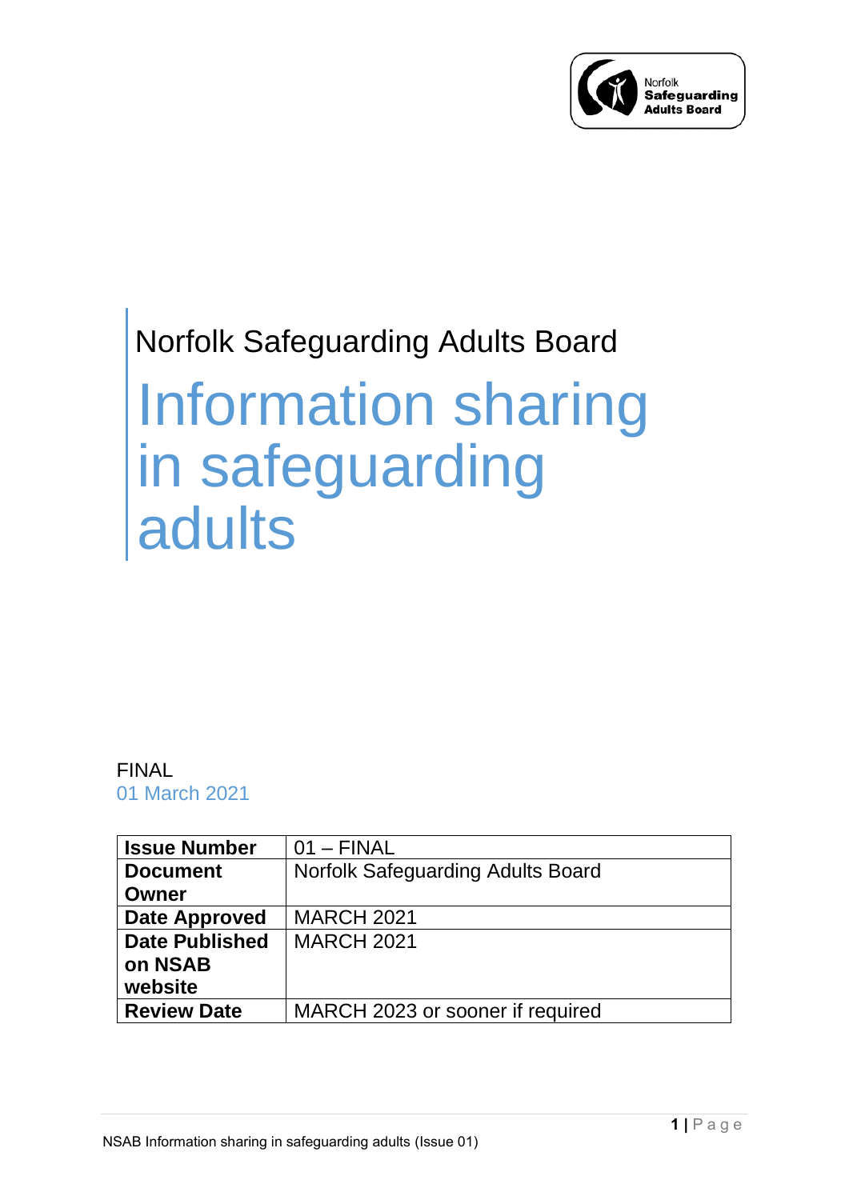Norfolk Safeguarding Adults Board

# Information sharing in safeguarding adults

FINAL

01 March 2021

| **Issue Number** | 01 – FINAL |
|---|---|
| **Document Owner** | Norfolk Safeguarding Adults Board |
| **Date Approved** | MARCH 2021 |
| **Date Published on NSAB website** | MARCH 2021 |
| **Review Date** | MARCH 2023 or sooner if required |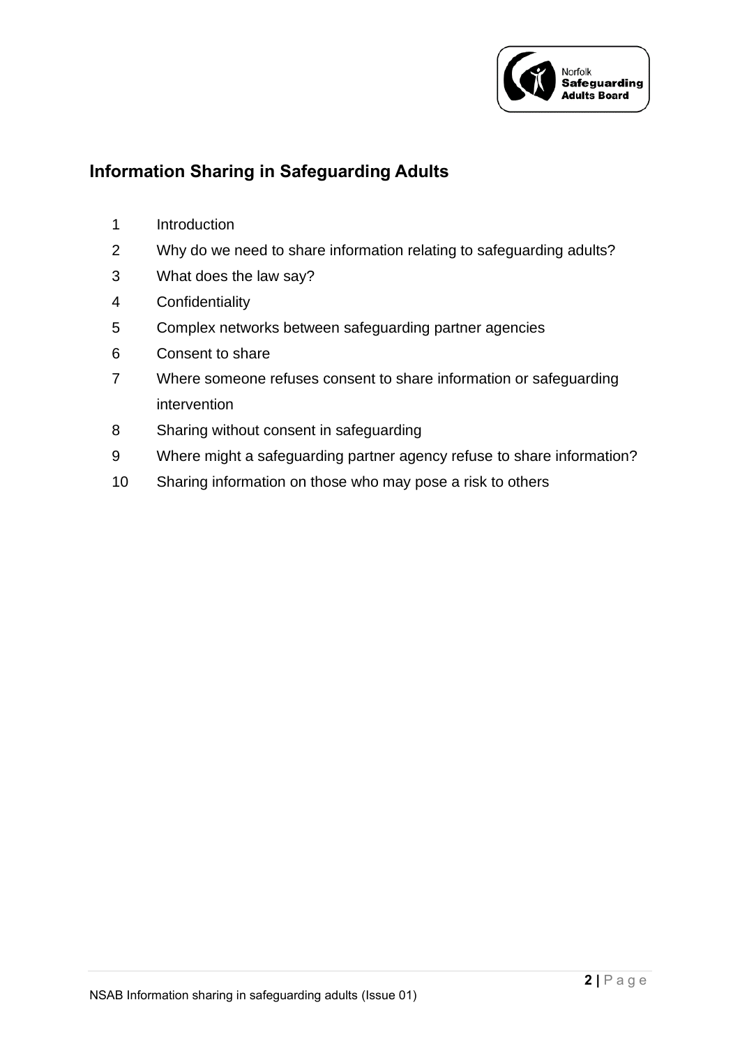## Information Sharing in Safeguarding Adults

1. Introduction
2. Why do we need to share information relating to safeguarding adults?
3. What does the law say?
4. Confidentiality
5. Complex networks between safeguarding partner agencies
6. Consent to share
7. Where someone refuses consent to share information or safeguarding intervention
8. Sharing without consent in safeguarding
9. Where might a safeguarding partner agency refuse to share information?
10. Sharing information on those who may pose a risk to others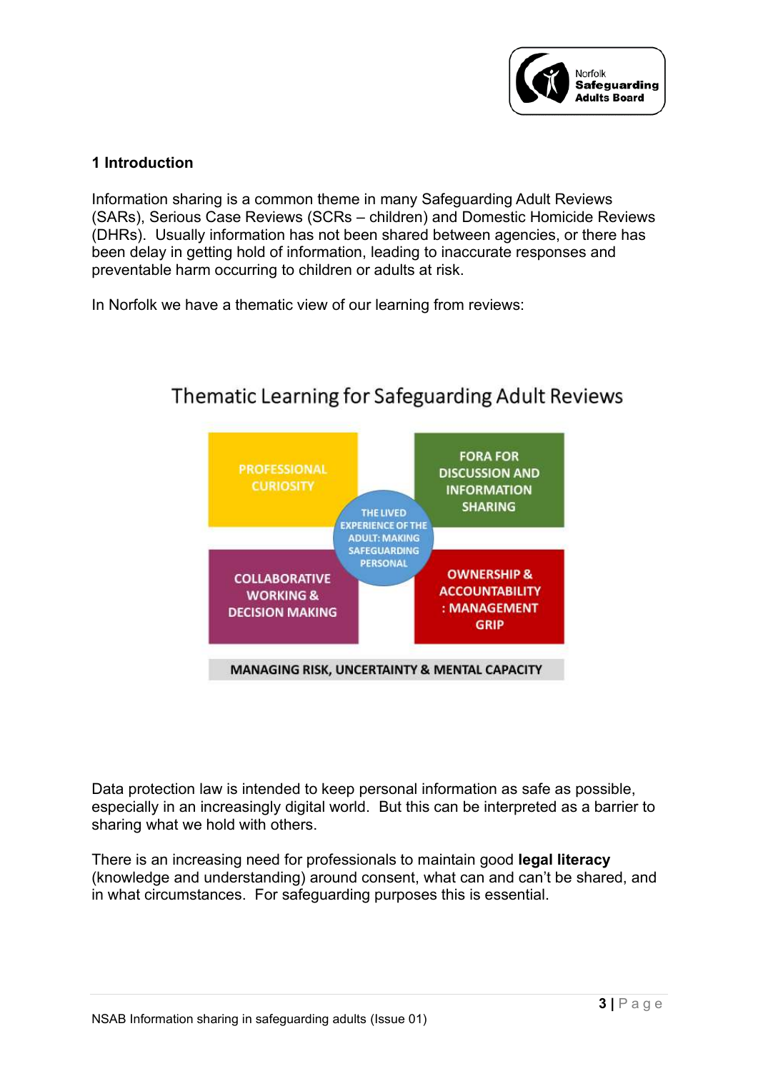## 1 Introduction

Information sharing is a common theme in many Safeguarding Adult Reviews (SARs), Serious Case Reviews (SCRs – children) and Domestic Homicide Reviews (DHRs). Usually information has not been shared between agencies, or there has been delay in getting hold of information, leading to inaccurate responses and preventable harm occurring to children or adults at risk.

In Norfolk we have a thematic view of our learning from reviews:

Thematic Learning for Safeguarding Adult Reviews

PROFESSIONAL CURIOSITY

FORA FOR DISCUSSION AND INFORMATION SHARING

THE LIVED EXPERIENCE OF THE ADULT: MAKING SAFEGUARDING PERSONAL

COLLABORATIVE WORKING & DECISION MAKING

OWNERSHIP & ACCOUNTABILITY : MANAGEMENT GRIP

MANAGING RISK, UNCERTAINTY & MENTAL CAPACITY

Data protection law is intended to keep personal information as safe as possible, especially in an increasingly digital world. But this can be interpreted as a barrier to sharing what we hold with others.

There is an increasing need for professionals to maintain good **legal literacy** (knowledge and understanding) around consent, what can and can't be shared, and in what circumstances. For safeguarding purposes this is essential.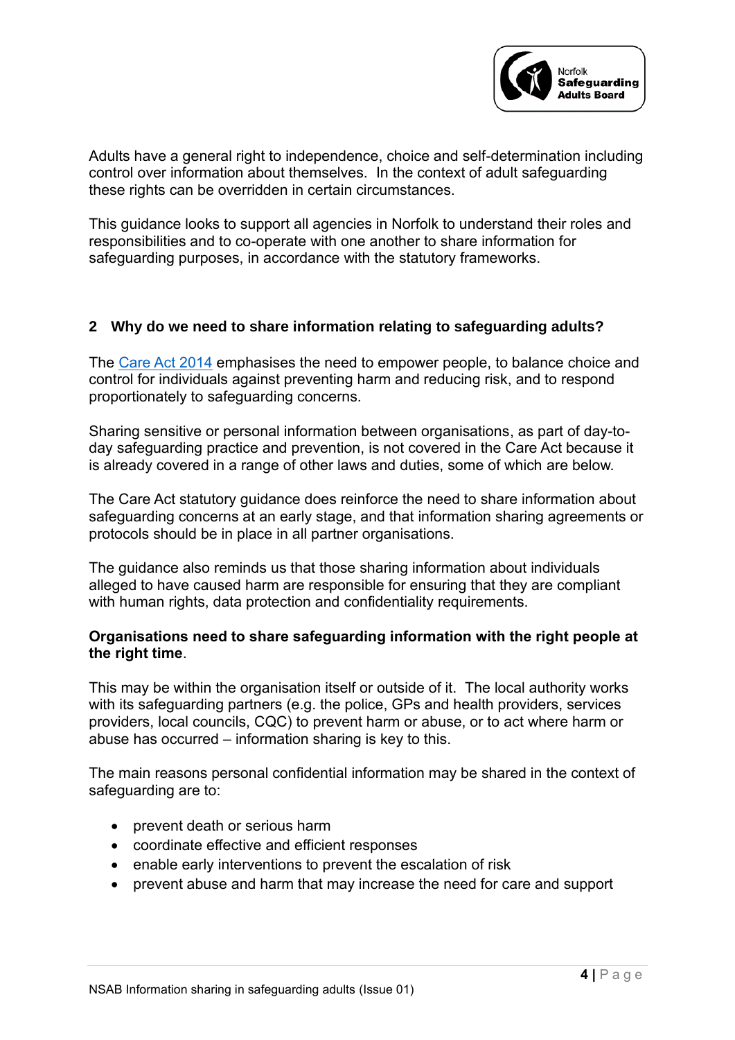Adults have a general right to independence, choice and self-determination including control over information about themselves. In the context of adult safeguarding these rights can be overridden in certain circumstances.

This guidance looks to support all agencies in Norfolk to understand their roles and responsibilities and to co-operate with one another to share information for safeguarding purposes, in accordance with the statutory frameworks.

## 2 Why do we need to share information relating to safeguarding adults?

The Care Act 2014 emphasises the need to empower people, to balance choice and control for individuals against preventing harm and reducing risk, and to respond proportionately to safeguarding concerns.

Sharing sensitive or personal information between organisations, as part of day-to-day safeguarding practice and prevention, is not covered in the Care Act because it is already covered in a range of other laws and duties, some of which are below.

The Care Act statutory guidance does reinforce the need to share information about safeguarding concerns at an early stage, and that information sharing agreements or protocols should be in place in all partner organisations.

The guidance also reminds us that those sharing information about individuals alleged to have caused harm are responsible for ensuring that they are compliant with human rights, data protection and confidentiality requirements.

**Organisations need to share safeguarding information with the right people at the right time**.

This may be within the organisation itself or outside of it. The local authority works with its safeguarding partners (e.g. the police, GPs and health providers, services providers, local councils, CQC) to prevent harm or abuse, or to act where harm or abuse has occurred – information sharing is key to this.

The main reasons personal confidential information may be shared in the context of safeguarding are to:

- prevent death or serious harm
- coordinate effective and efficient responses
- enable early interventions to prevent the escalation of risk
- prevent abuse and harm that may increase the need for care and support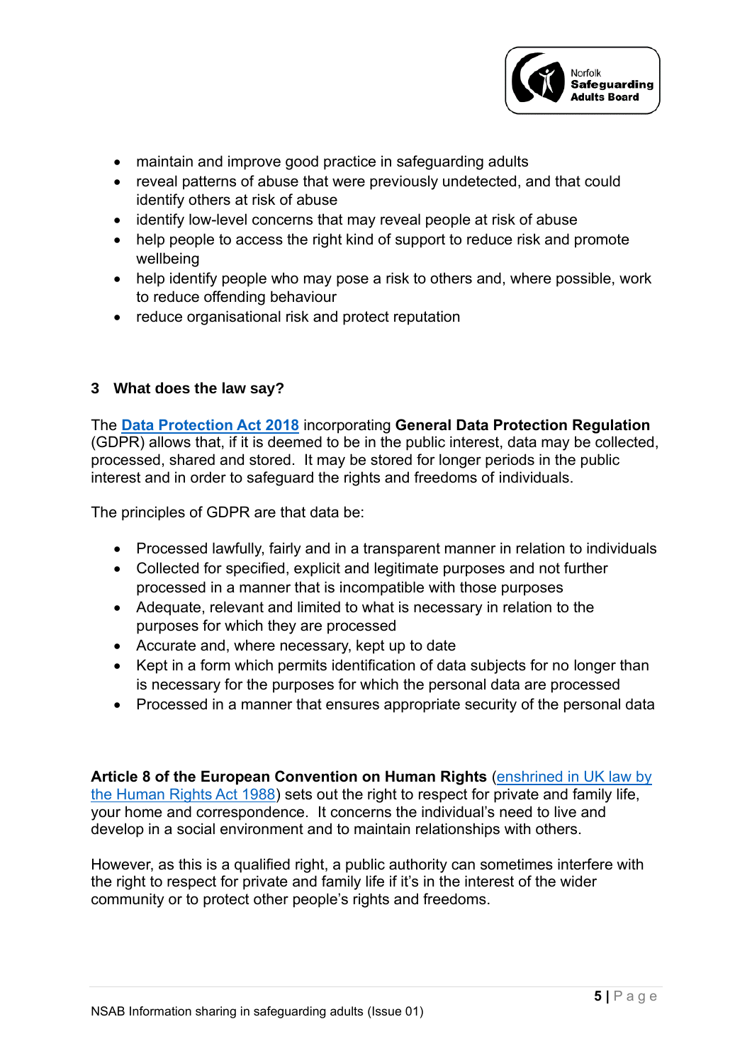- maintain and improve good practice in safeguarding adults
- reveal patterns of abuse that were previously undetected, and that could identify others at risk of abuse
- identify low-level concerns that may reveal people at risk of abuse
- help people to access the right kind of support to reduce risk and promote wellbeing
- help identify people who may pose a risk to others and, where possible, work to reduce offending behaviour
- reduce organisational risk and protect reputation

## 3 What does the law say?

The **Data Protection Act 2018** incorporating **General Data Protection Regulation** (GDPR) allows that, if it is deemed to be in the public interest, data may be collected, processed, shared and stored. It may be stored for longer periods in the public interest and in order to safeguard the rights and freedoms of individuals.

The principles of GDPR are that data be:

- Processed lawfully, fairly and in a transparent manner in relation to individuals
- Collected for specified, explicit and legitimate purposes and not further processed in a manner that is incompatible with those purposes
- Adequate, relevant and limited to what is necessary in relation to the purposes for which they are processed
- Accurate and, where necessary, kept up to date
- Kept in a form which permits identification of data subjects for no longer than is necessary for the purposes for which the personal data are processed
- Processed in a manner that ensures appropriate security of the personal data

**Article 8 of the European Convention on Human Rights** (enshrined in UK law by the Human Rights Act 1988) sets out the right to respect for private and family life, your home and correspondence. It concerns the individual's need to live and develop in a social environment and to maintain relationships with others.

However, as this is a qualified right, a public authority can sometimes interfere with the right to respect for private and family life if it's in the interest of the wider community or to protect other people's rights and freedoms.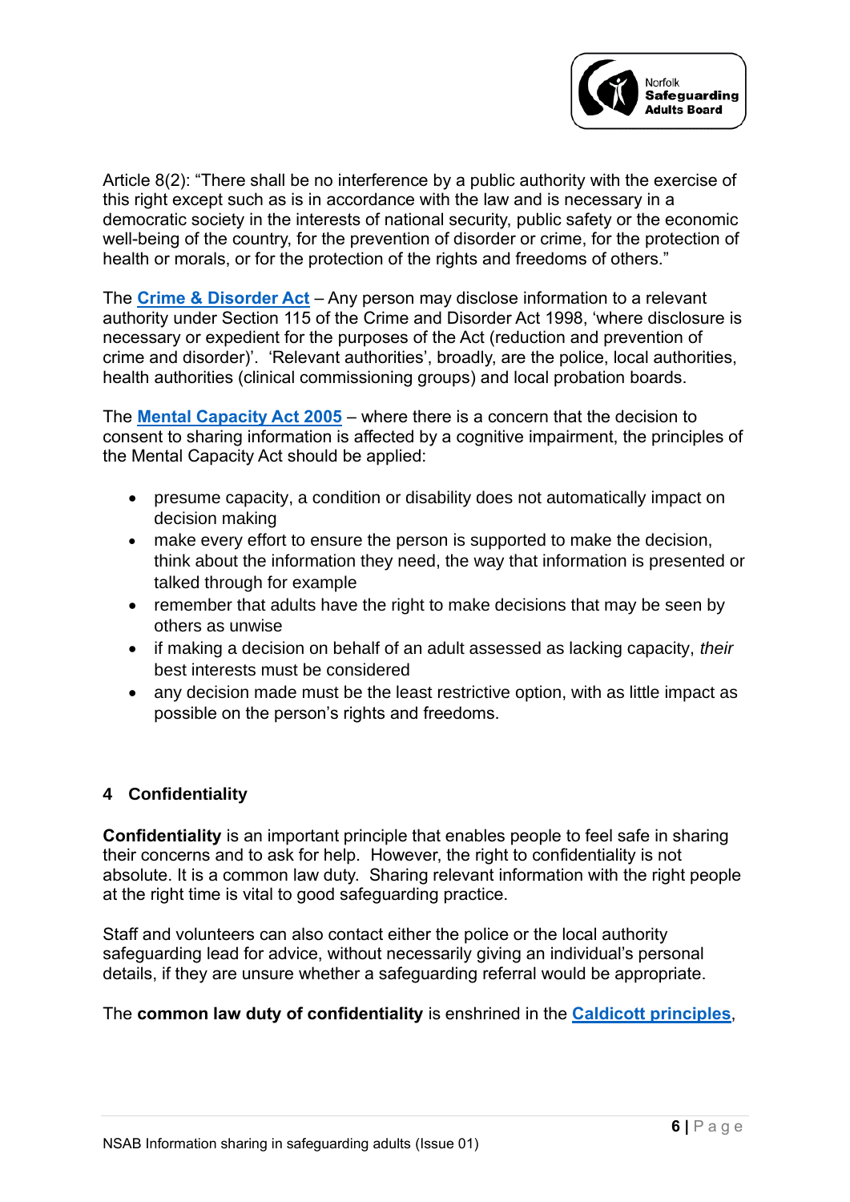Article 8(2): "There shall be no interference by a public authority with the exercise of this right except such as is in accordance with the law and is necessary in a democratic society in the interests of national security, public safety or the economic well-being of the country, for the prevention of disorder or crime, for the protection of health or morals, or for the protection of the rights and freedoms of others."

The **Crime & Disorder Act** – Any person may disclose information to a relevant authority under Section 115 of the Crime and Disorder Act 1998, 'where disclosure is necessary or expedient for the purposes of the Act (reduction and prevention of crime and disorder)'. 'Relevant authorities', broadly, are the police, local authorities, health authorities (clinical commissioning groups) and local probation boards.

The **Mental Capacity Act 2005** – where there is a concern that the decision to consent to sharing information is affected by a cognitive impairment, the principles of the Mental Capacity Act should be applied:

- presume capacity, a condition or disability does not automatically impact on decision making
- make every effort to ensure the person is supported to make the decision, think about the information they need, the way that information is presented or talked through for example
- remember that adults have the right to make decisions that may be seen by others as unwise
- if making a decision on behalf of an adult assessed as lacking capacity, *their* best interests must be considered
- any decision made must be the least restrictive option, with as little impact as possible on the person's rights and freedoms.

## 4 Confidentiality

**Confidentiality** is an important principle that enables people to feel safe in sharing their concerns and to ask for help. However, the right to confidentiality is not absolute. It is a common law duty. Sharing relevant information with the right people at the right time is vital to good safeguarding practice.

Staff and volunteers can also contact either the police or the local authority safeguarding lead for advice, without necessarily giving an individual's personal details, if they are unsure whether a safeguarding referral would be appropriate.

The **common law duty of confidentiality** is enshrined in the **Caldicott principles**,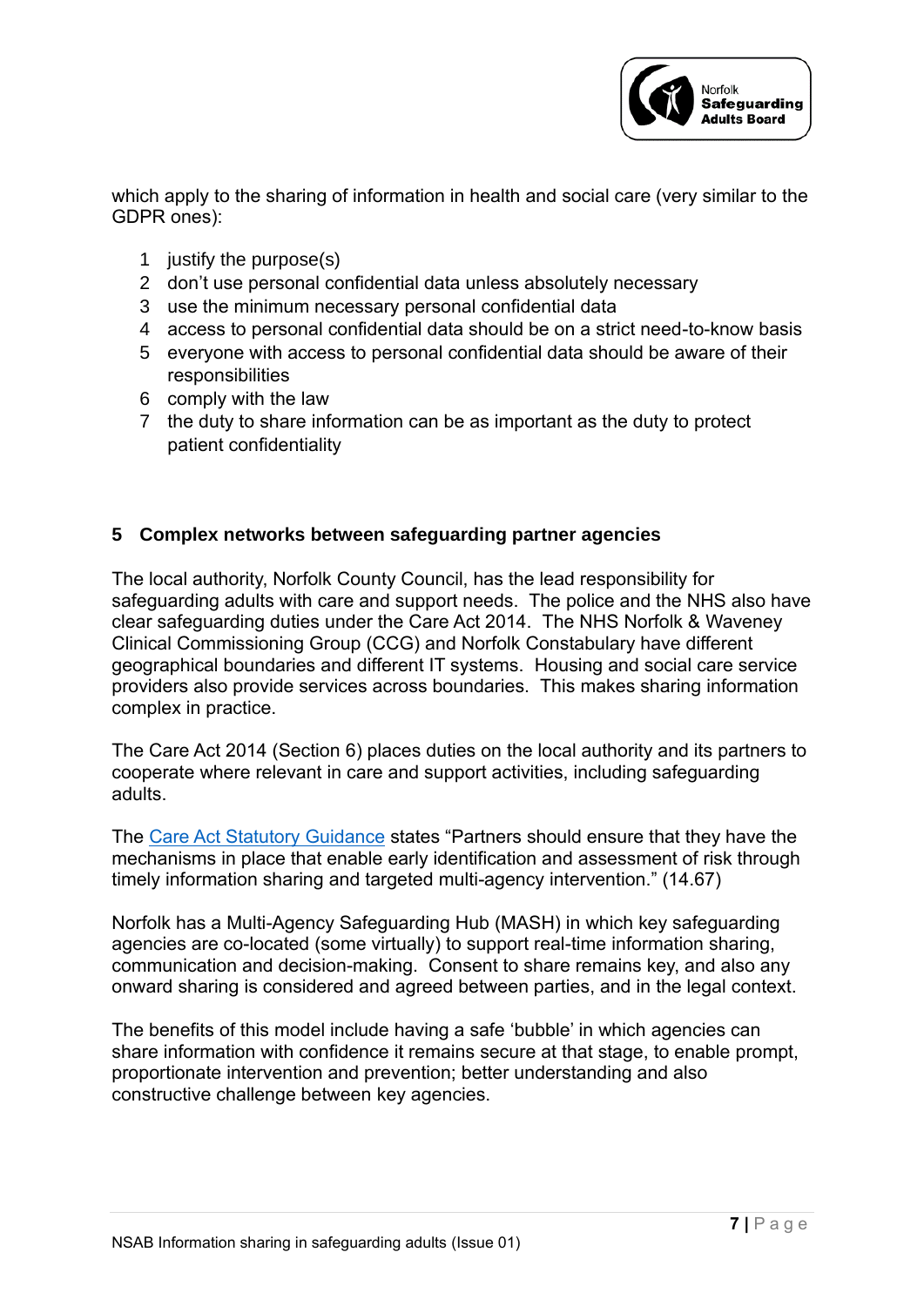which apply to the sharing of information in health and social care (very similar to the GDPR ones):

1. justify the purpose(s)
2. don't use personal confidential data unless absolutely necessary
3. use the minimum necessary personal confidential data
4. access to personal confidential data should be on a strict need-to-know basis
5. everyone with access to personal confidential data should be aware of their responsibilities
6. comply with the law
7. the duty to share information can be as important as the duty to protect patient confidentiality

## 5 Complex networks between safeguarding partner agencies

The local authority, Norfolk County Council, has the lead responsibility for safeguarding adults with care and support needs. The police and the NHS also have clear safeguarding duties under the Care Act 2014. The NHS Norfolk & Waveney Clinical Commissioning Group (CCG) and Norfolk Constabulary have different geographical boundaries and different IT systems. Housing and social care service providers also provide services across boundaries. This makes sharing information complex in practice.

The Care Act 2014 (Section 6) places duties on the local authority and its partners to cooperate where relevant in care and support activities, including safeguarding adults.

The Care Act Statutory Guidance states "Partners should ensure that they have the mechanisms in place that enable early identification and assessment of risk through timely information sharing and targeted multi-agency intervention." (14.67)

Norfolk has a Multi-Agency Safeguarding Hub (MASH) in which key safeguarding agencies are co-located (some virtually) to support real-time information sharing, communication and decision-making. Consent to share remains key, and also any onward sharing is considered and agreed between parties, and in the legal context.

The benefits of this model include having a safe 'bubble' in which agencies can share information with confidence it remains secure at that stage, to enable prompt, proportionate intervention and prevention; better understanding and also constructive challenge between key agencies.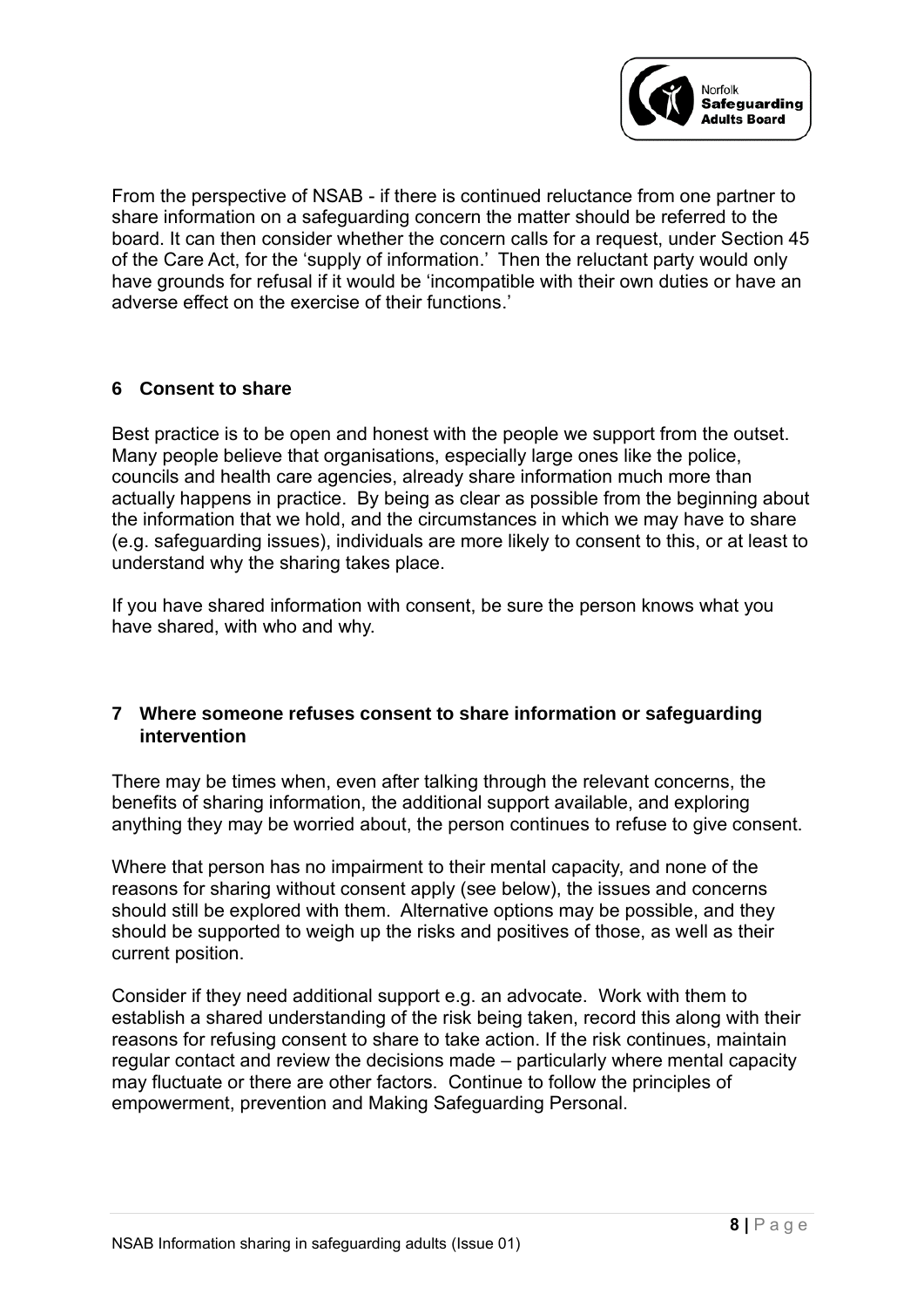From the perspective of NSAB - if there is continued reluctance from one partner to share information on a safeguarding concern the matter should be referred to the board. It can then consider whether the concern calls for a request, under Section 45 of the Care Act, for the 'supply of information.' Then the reluctant party would only have grounds for refusal if it would be 'incompatible with their own duties or have an adverse effect on the exercise of their functions.'

## 6 Consent to share

Best practice is to be open and honest with the people we support from the outset. Many people believe that organisations, especially large ones like the police, councils and health care agencies, already share information much more than actually happens in practice. By being as clear as possible from the beginning about the information that we hold, and the circumstances in which we may have to share (e.g. safeguarding issues), individuals are more likely to consent to this, or at least to understand why the sharing takes place.

If you have shared information with consent, be sure the person knows what you have shared, with who and why.

## 7 Where someone refuses consent to share information or safeguarding intervention

There may be times when, even after talking through the relevant concerns, the benefits of sharing information, the additional support available, and exploring anything they may be worried about, the person continues to refuse to give consent.

Where that person has no impairment to their mental capacity, and none of the reasons for sharing without consent apply (see below), the issues and concerns should still be explored with them. Alternative options may be possible, and they should be supported to weigh up the risks and positives of those, as well as their current position.

Consider if they need additional support e.g. an advocate. Work with them to establish a shared understanding of the risk being taken, record this along with their reasons for refusing consent to share to take action. If the risk continues, maintain regular contact and review the decisions made – particularly where mental capacity may fluctuate or there are other factors. Continue to follow the principles of empowerment, prevention and Making Safeguarding Personal.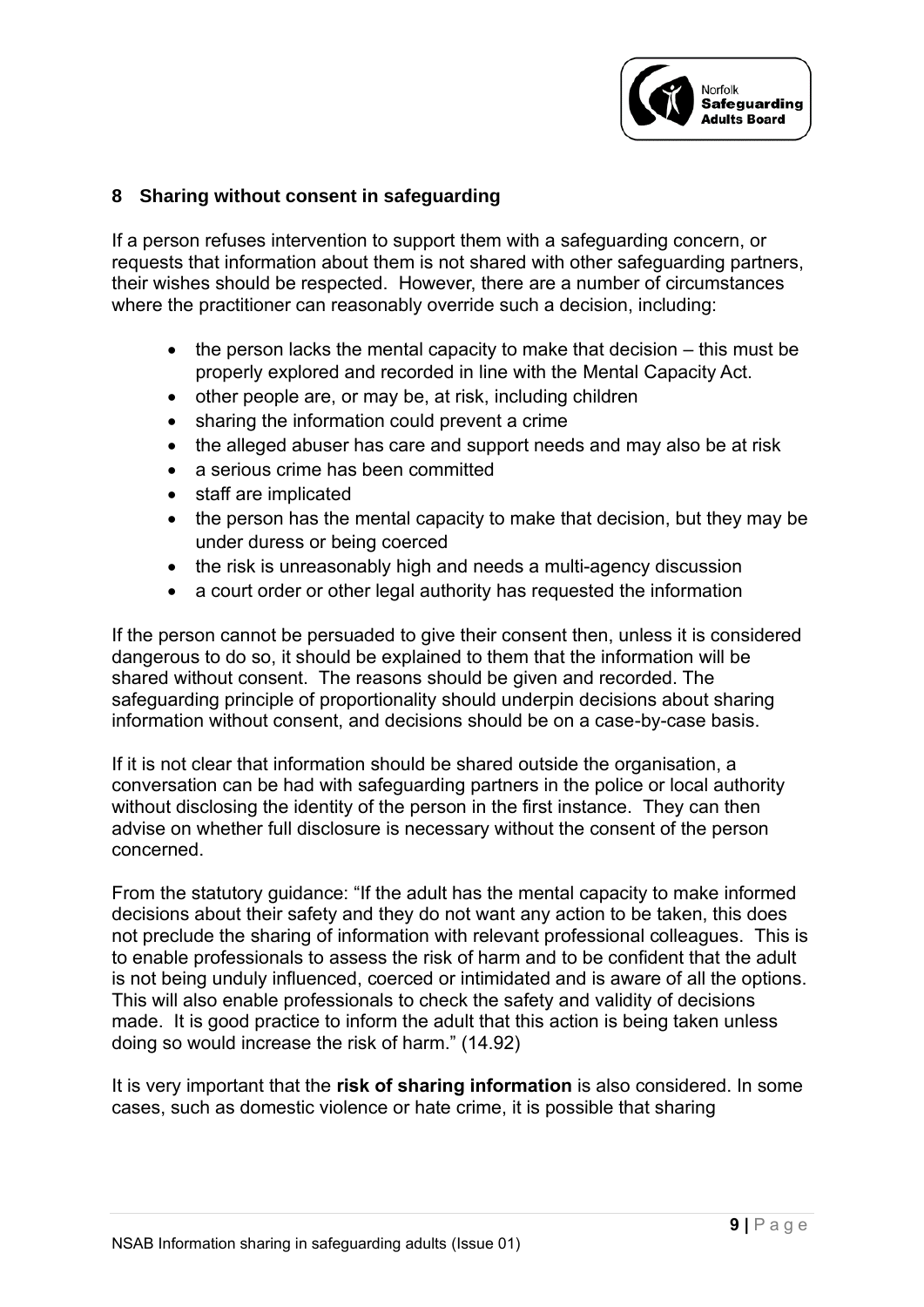## 8 Sharing without consent in safeguarding

If a person refuses intervention to support them with a safeguarding concern, or requests that information about them is not shared with other safeguarding partners, their wishes should be respected. However, there are a number of circumstances where the practitioner can reasonably override such a decision, including:

- the person lacks the mental capacity to make that decision – this must be properly explored and recorded in line with the Mental Capacity Act.
- other people are, or may be, at risk, including children
- sharing the information could prevent a crime
- the alleged abuser has care and support needs and may also be at risk
- a serious crime has been committed
- staff are implicated
- the person has the mental capacity to make that decision, but they may be under duress or being coerced
- the risk is unreasonably high and needs a multi-agency discussion
- a court order or other legal authority has requested the information

If the person cannot be persuaded to give their consent then, unless it is considered dangerous to do so, it should be explained to them that the information will be shared without consent. The reasons should be given and recorded. The safeguarding principle of proportionality should underpin decisions about sharing information without consent, and decisions should be on a case-by-case basis.

If it is not clear that information should be shared outside the organisation, a conversation can be had with safeguarding partners in the police or local authority without disclosing the identity of the person in the first instance. They can then advise on whether full disclosure is necessary without the consent of the person concerned.

From the statutory guidance: "If the adult has the mental capacity to make informed decisions about their safety and they do not want any action to be taken, this does not preclude the sharing of information with relevant professional colleagues. This is to enable professionals to assess the risk of harm and to be confident that the adult is not being unduly influenced, coerced or intimidated and is aware of all the options. This will also enable professionals to check the safety and validity of decisions made. It is good practice to inform the adult that this action is being taken unless doing so would increase the risk of harm." (14.92)

It is very important that the **risk of sharing information** is also considered. In some cases, such as domestic violence or hate crime, it is possible that sharing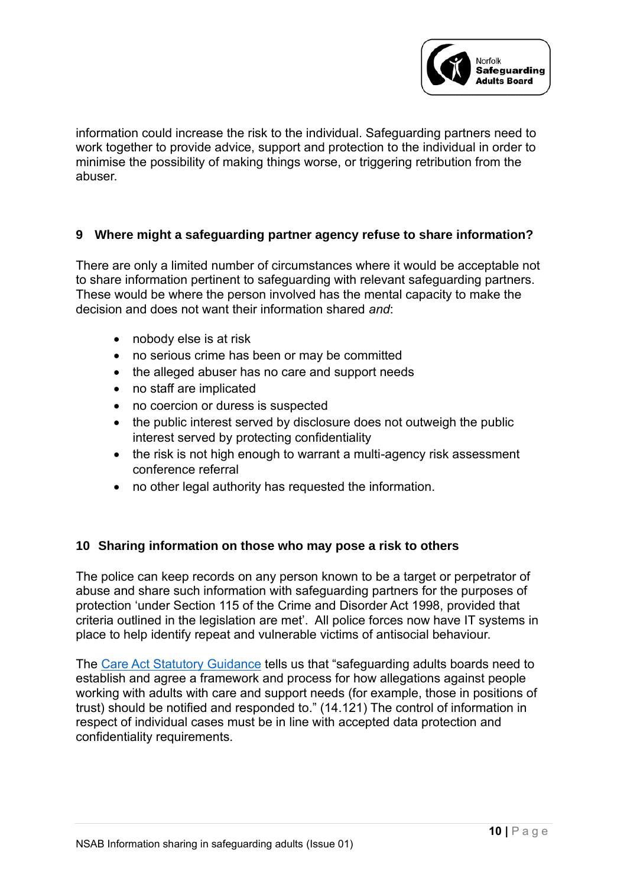information could increase the risk to the individual. Safeguarding partners need to work together to provide advice, support and protection to the individual in order to minimise the possibility of making things worse, or triggering retribution from the abuser.

## 9 Where might a safeguarding partner agency refuse to share information?

There are only a limited number of circumstances where it would be acceptable not to share information pertinent to safeguarding with relevant safeguarding partners. These would be where the person involved has the mental capacity to make the decision and does not want their information shared *and*:

- nobody else is at risk
- no serious crime has been or may be committed
- the alleged abuser has no care and support needs
- no staff are implicated
- no coercion or duress is suspected
- the public interest served by disclosure does not outweigh the public interest served by protecting confidentiality
- the risk is not high enough to warrant a multi-agency risk assessment conference referral
- no other legal authority has requested the information.

## 10 Sharing information on those who may pose a risk to others

The police can keep records on any person known to be a target or perpetrator of abuse and share such information with safeguarding partners for the purposes of protection 'under Section 115 of the Crime and Disorder Act 1998, provided that criteria outlined in the legislation are met'. All police forces now have IT systems in place to help identify repeat and vulnerable victims of antisocial behaviour.

The Care Act Statutory Guidance tells us that "safeguarding adults boards need to establish and agree a framework and process for how allegations against people working with adults with care and support needs (for example, those in positions of trust) should be notified and responded to." (14.121) The control of information in respect of individual cases must be in line with accepted data protection and confidentiality requirements.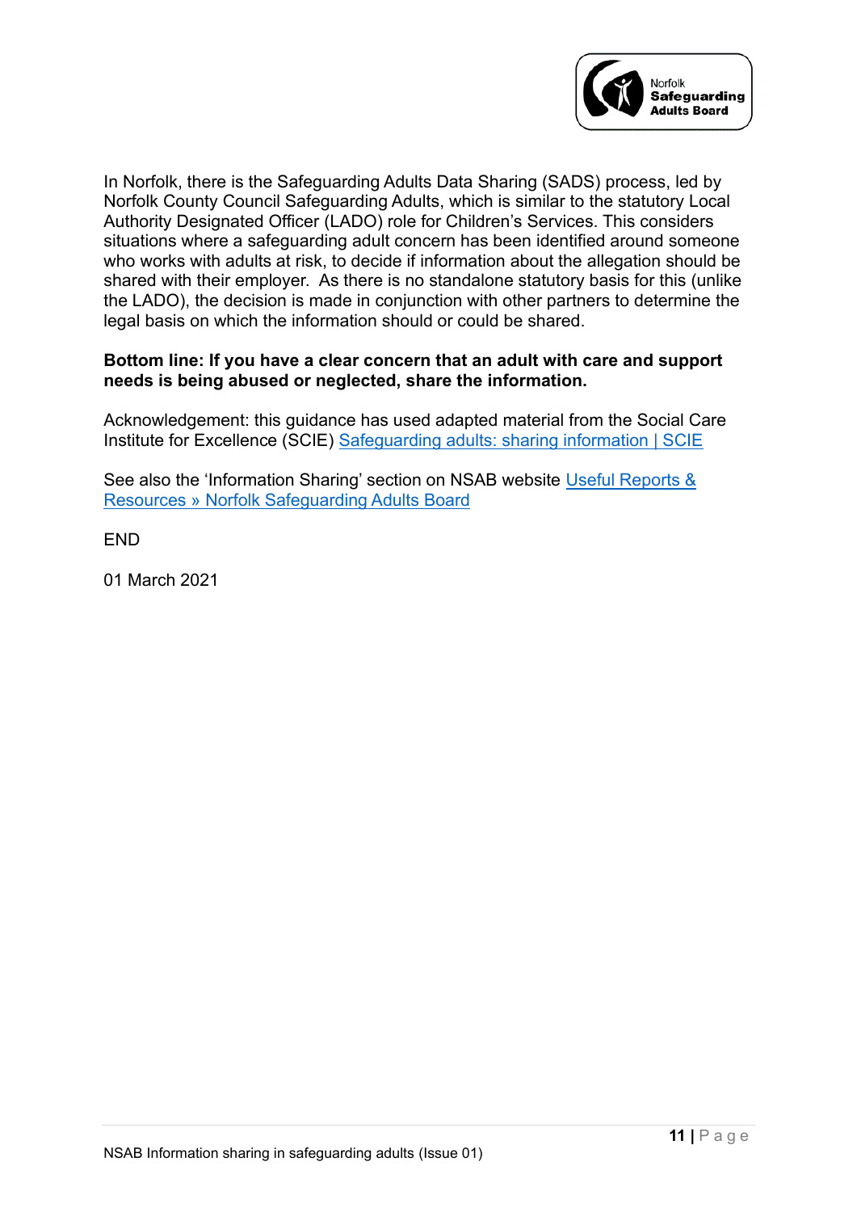In Norfolk, there is the Safeguarding Adults Data Sharing (SADS) process, led by Norfolk County Council Safeguarding Adults, which is similar to the statutory Local Authority Designated Officer (LADO) role for Children's Services. This considers situations where a safeguarding adult concern has been identified around someone who works with adults at risk, to decide if information about the allegation should be shared with their employer. As there is no standalone statutory basis for this (unlike the LADO), the decision is made in conjunction with other partners to determine the legal basis on which the information should or could be shared.

**Bottom line: If you have a clear concern that an adult with care and support needs is being abused or neglected, share the information.**

Acknowledgement: this guidance has used adapted material from the Social Care Institute for Excellence (SCIE) Safeguarding adults: sharing information | SCIE

See also the 'Information Sharing' section on NSAB website Useful Reports & Resources » Norfolk Safeguarding Adults Board

END

01 March 2021